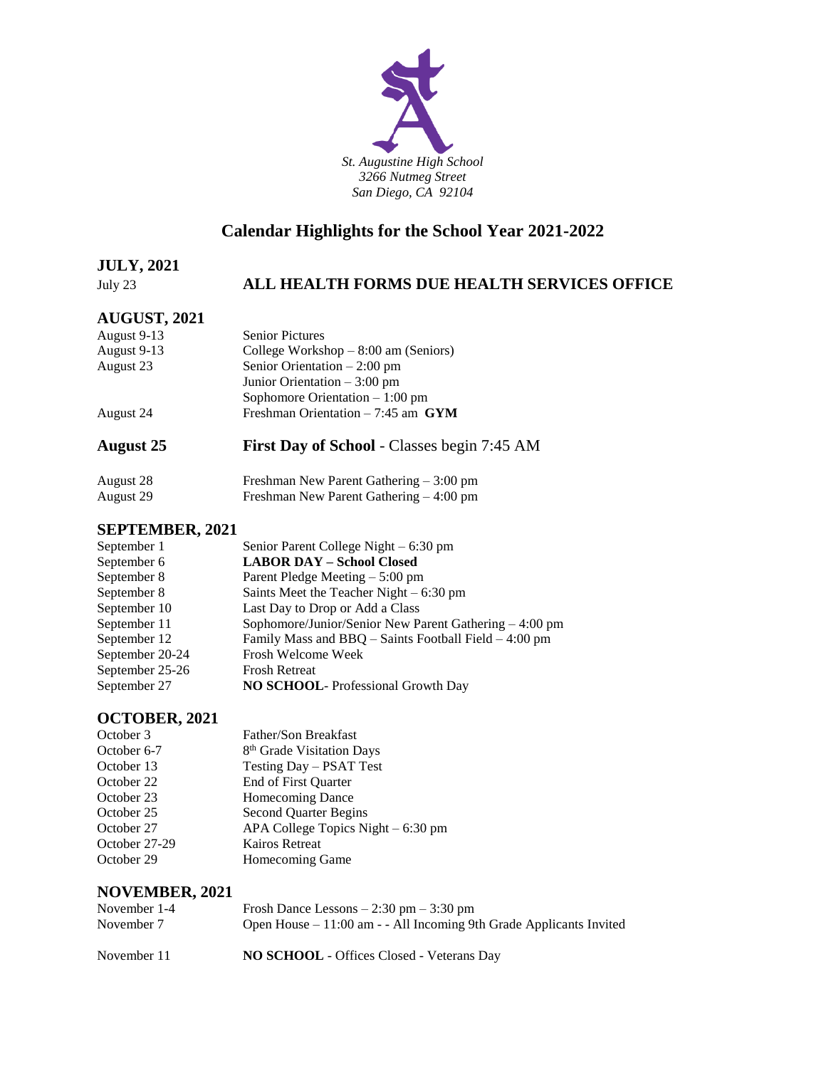*St. Augustine High School*
*3266 Nutmeg Street*
*San Diego, CA 92104*

# Calendar Highlights for the School Year 2021-2022

## JULY, 2021

| | |
|---|---|
| July 23 | **ALL HEALTH FORMS DUE HEALTH SERVICES OFFICE** |

## AUGUST, 2021

| | |
|---|---|
| August 9-13 | Senior Pictures |
| August 9-13 | College Workshop – 8:00 am (Seniors) |
| August 23 | Senior Orientation – 2:00 pm |
| | Junior Orientation – 3:00 pm |
| | Sophomore Orientation – 1:00 pm |
| August 24 | Freshman Orientation – 7:45 am **GYM** |
| **August 25** | **First Day of School** - Classes begin 7:45 AM |
| August 28 | Freshman New Parent Gathering – 3:00 pm |
| August 29 | Freshman New Parent Gathering – 4:00 pm |

## SEPTEMBER, 2021

| | |
|---|---|
| September 1 | Senior Parent College Night – 6:30 pm |
| September 6 | **LABOR DAY – School Closed** |
| September 8 | Parent Pledge Meeting – 5:00 pm |
| September 8 | Saints Meet the Teacher Night – 6:30 pm |
| September 10 | Last Day to Drop or Add a Class |
| September 11 | Sophomore/Junior/Senior New Parent Gathering – 4:00 pm |
| September 12 | Family Mass and BBQ – Saints Football Field – 4:00 pm |
| September 20-24 | Frosh Welcome Week |
| September 25-26 | Frosh Retreat |
| September 27 | **NO SCHOOL**- Professional Growth Day |

## OCTOBER, 2021

| | |
|---|---|
| October 3 | Father/Son Breakfast |
| October 6-7 | 8th Grade Visitation Days |
| October 13 | Testing Day – PSAT Test |
| October 22 | End of First Quarter |
| October 23 | Homecoming Dance |
| October 25 | Second Quarter Begins |
| October 27 | APA College Topics Night – 6:30 pm |
| October 27-29 | Kairos Retreat |
| October 29 | Homecoming Game |

## NOVEMBER, 2021

| | |
|---|---|
| November 1-4 | Frosh Dance Lessons – 2:30 pm – 3:30 pm |
| November 7 | Open House – 11:00 am - - All Incoming 9th Grade Applicants Invited |
| November 11 | **NO SCHOOL** - Offices Closed - Veterans Day |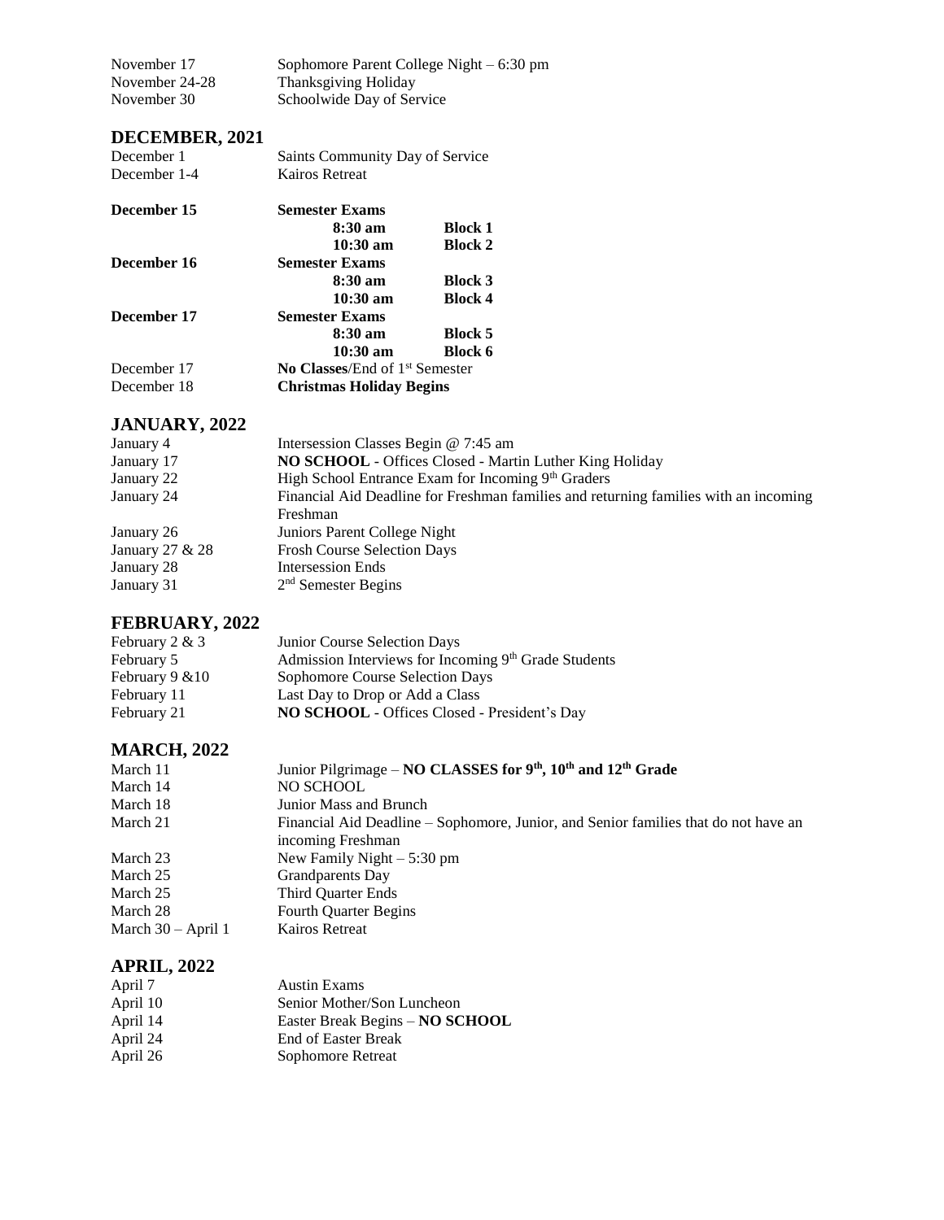| | |
|---|---|
| November 17 | Sophomore Parent College Night – 6:30 pm |
| November 24-28 | Thanksgiving Holiday |
| November 30 | Schoolwide Day of Service |

## DECEMBER, 2021

| | | |
|---|---|---|
| December 1 | Saints Community Day of Service | |
| December 1-4 | Kairos Retreat | |
| **December 15** | **Semester Exams** | |
| | **8:30 am** | **Block 1** |
| | **10:30 am** | **Block 2** |
| **December 16** | **Semester Exams** | |
| | **8:30 am** | **Block 3** |
| | **10:30 am** | **Block 4** |
| **December 17** | **Semester Exams** | |
| | **8:30 am** | **Block 5** |
| | **10:30 am** | **Block 6** |
| December 17 | **No Classes**/End of 1st Semester | |
| December 18 | **Christmas Holiday Begins** | |

## JANUARY, 2022

| | |
|---|---|
| January 4 | Intersession Classes Begin @ 7:45 am |
| January 17 | **NO SCHOOL** - Offices Closed - Martin Luther King Holiday |
| January 22 | High School Entrance Exam for Incoming 9th Graders |
| January 24 | Financial Aid Deadline for Freshman families and returning families with an incoming Freshman |
| January 26 | Juniors Parent College Night |
| January 27 & 28 | Frosh Course Selection Days |
| January 28 | Intersession Ends |
| January 31 | 2nd Semester Begins |

## FEBRUARY, 2022

| | |
|---|---|
| February 2 & 3 | Junior Course Selection Days |
| February 5 | Admission Interviews for Incoming 9th Grade Students |
| February 9 &10 | Sophomore Course Selection Days |
| February 11 | Last Day to Drop or Add a Class |
| February 21 | **NO SCHOOL** - Offices Closed - President's Day |

## MARCH, 2022

| | |
|---|---|
| March 11 | Junior Pilgrimage – **NO CLASSES for 9th, 10th and 12th Grade** |
| March 14 | NO SCHOOL |
| March 18 | Junior Mass and Brunch |
| March 21 | Financial Aid Deadline – Sophomore, Junior, and Senior families that do not have an incoming Freshman |
| March 23 | New Family Night – 5:30 pm |
| March 25 | Grandparents Day |
| March 25 | Third Quarter Ends |
| March 28 | Fourth Quarter Begins |
| March 30 – April 1 | Kairos Retreat |

## APRIL, 2022

| | |
|---|---|
| April 7 | Austin Exams |
| April 10 | Senior Mother/Son Luncheon |
| April 14 | Easter Break Begins – **NO SCHOOL** |
| April 24 | End of Easter Break |
| April 26 | Sophomore Retreat |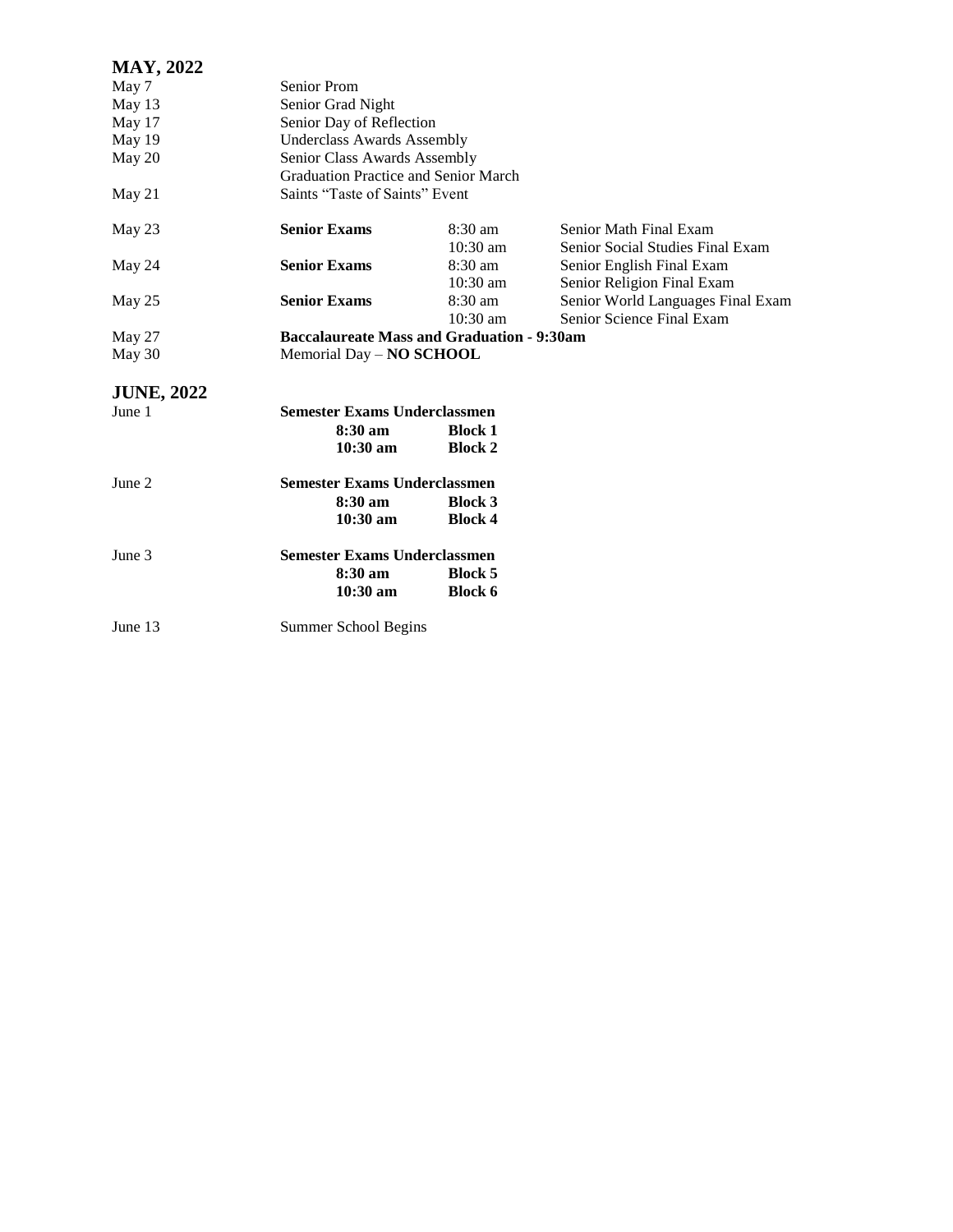## MAY, 2022

| | | | |
|---|---|---|---|
| May 7 | Senior Prom | | |
| May 13 | Senior Grad Night | | |
| May 17 | Senior Day of Reflection | | |
| May 19 | Underclass Awards Assembly | | |
| May 20 | Senior Class Awards Assembly<br>Graduation Practice and Senior March | | |
| May 21 | Saints "Taste of Saints" Event | | |
| May 23 | **Senior Exams** | 8:30 am | Senior Math Final Exam |
| | | 10:30 am | Senior Social Studies Final Exam |
| May 24 | **Senior Exams** | 8:30 am | Senior English Final Exam |
| | | 10:30 am | Senior Religion Final Exam |
| May 25 | **Senior Exams** | 8:30 am | Senior World Languages Final Exam |
| | | 10:30 am | Senior Science Final Exam |
| May 27 | **Baccalaureate Mass and Graduation - 9:30am** | | |
| May 30 | Memorial Day – **NO SCHOOL** | | |

## JUNE, 2022

| | | |
|---|---|---|
| June 1 | **Semester Exams Underclassmen** | |
| | **8:30 am** | **Block 1** |
| | **10:30 am** | **Block 2** |
| June 2 | **Semester Exams Underclassmen** | |
| | **8:30 am** | **Block 3** |
| | **10:30 am** | **Block 4** |
| June 3 | **Semester Exams Underclassmen** | |
| | **8:30 am** | **Block 5** |
| | **10:30 am** | **Block 6** |
| June 13 | Summer School Begins | |